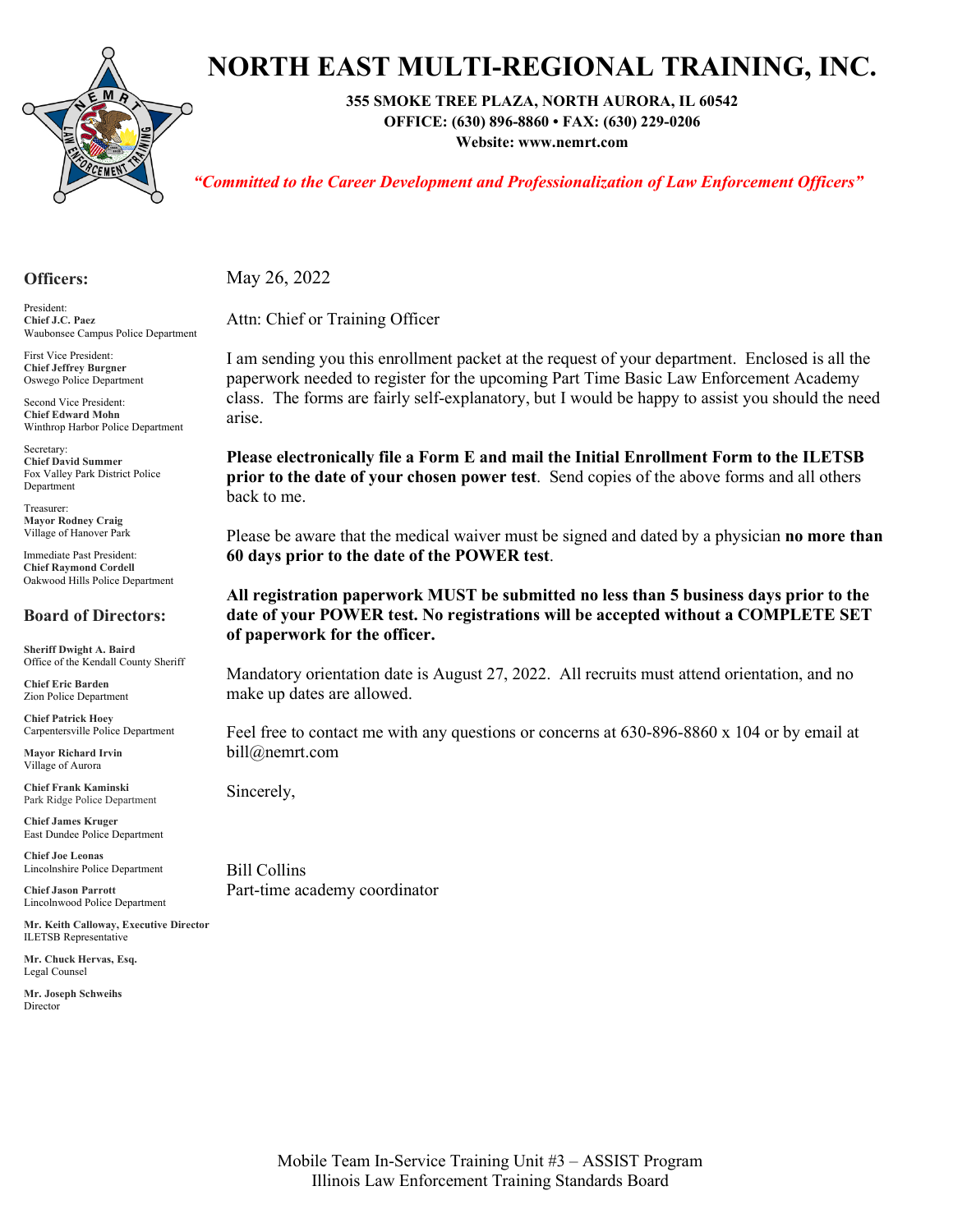# NORTH EAST MULTI-REGIONAL TRAINING, INC.

**355 SMOKE TREE PLAZA, NORTH AURORA, IL 60542**
**OFFICE: (630) 896-8860 • FAX: (630) 229-0206**
**Website: www.nemrt.com**

***"Committed to the Career Development and Professionalization of Law Enforcement Officers"***

## Officers:

President:
**Chief J.C. Paez**
Waubonsee Campus Police Department

First Vice President:
**Chief Jeffrey Burgner**
Oswego Police Department

Second Vice President:
**Chief Edward Mohn**
Winthrop Harbor Police Department

Secretary:
**Chief David Summer**
Fox Valley Park District Police Department

Treasurer:
**Mayor Rodney Craig**
Village of Hanover Park

Immediate Past President:
**Chief Raymond Cordell**
Oakwood Hills Police Department

## Board of Directors:

**Sheriff Dwight A. Baird**
Office of the Kendall County Sheriff

**Chief Eric Barden**
Zion Police Department

**Chief Patrick Hoey**
Carpentersville Police Department

**Mayor Richard Irvin**
Village of Aurora

**Chief Frank Kaminski**
Park Ridge Police Department

**Chief James Kruger**
East Dundee Police Department

**Chief Joe Leonas**
Lincolnshire Police Department

**Chief Jason Parrott**
Lincolnwood Police Department

**Mr. Keith Calloway, Executive Director**
ILETSB Representative

**Mr. Chuck Hervas, Esq.**
Legal Counsel

**Mr. Joseph Schweihs**
Director

---

May 26, 2022

Attn: Chief or Training Officer

I am sending you this enrollment packet at the request of your department. Enclosed is all the paperwork needed to register for the upcoming Part Time Basic Law Enforcement Academy class. The forms are fairly self-explanatory, but I would be happy to assist you should the need arise.

**Please electronically file a Form E and mail the Initial Enrollment Form to the ILETSB prior to the date of your chosen power test**. Send copies of the above forms and all others back to me.

Please be aware that the medical waiver must be signed and dated by a physician **no more than 60 days prior to the date of the POWER test**.

**All registration paperwork MUST be submitted no less than 5 business days prior to the date of your POWER test. No registrations will be accepted without a COMPLETE SET of paperwork for the officer.**

Mandatory orientation date is August 27, 2022. All recruits must attend orientation, and no make up dates are allowed.

Feel free to contact me with any questions or concerns at 630-896-8860 x 104 or by email at bill@nemrt.com

Sincerely,

Bill Collins
Part-time academy coordinator

Mobile Team In-Service Training Unit #3 – ASSIST Program
Illinois Law Enforcement Training Standards Board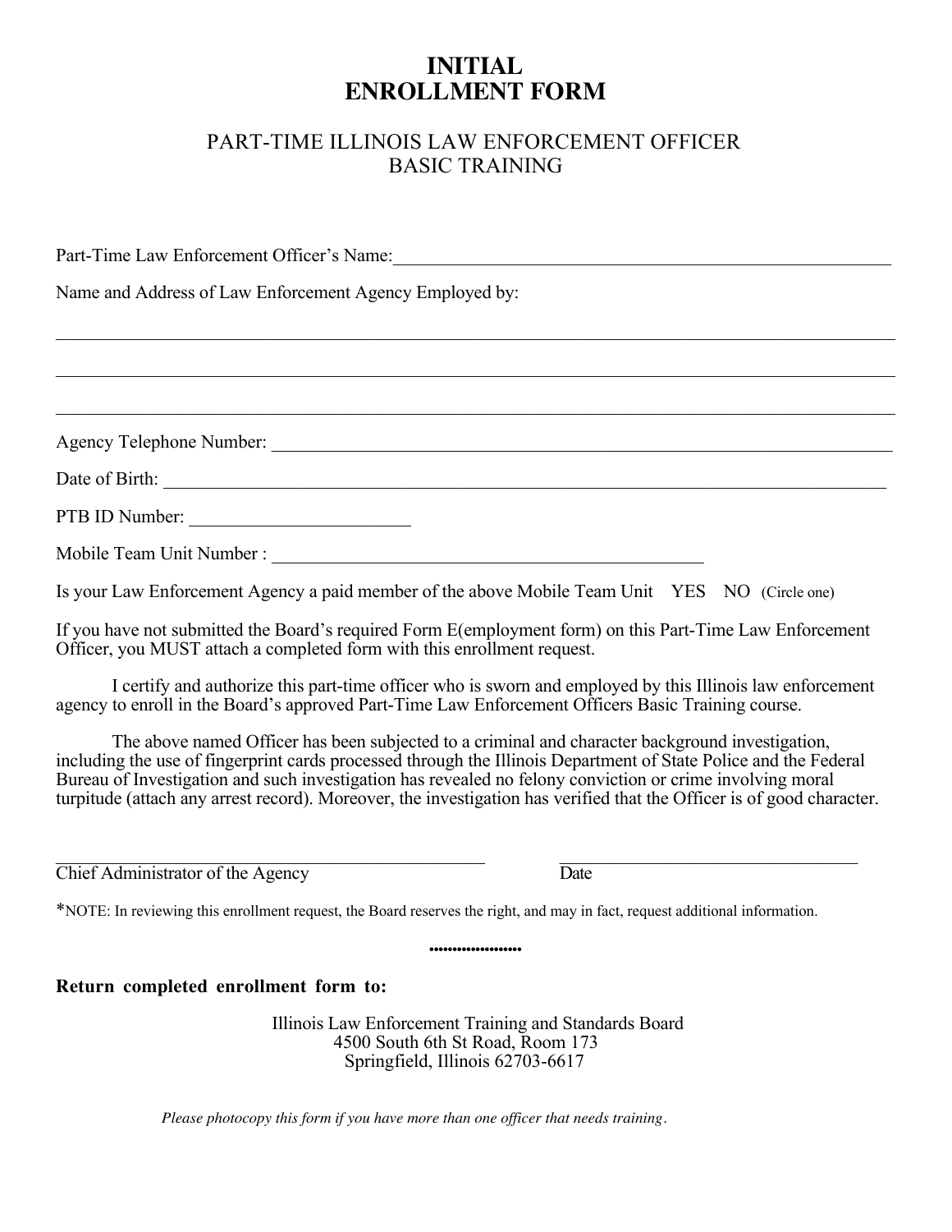# INITIAL
# ENROLLMENT FORM

## PART-TIME ILLINOIS LAW ENFORCEMENT OFFICER
## BASIC TRAINING

Part-Time Law Enforcement Officer's Name:\_\_\_\_\_\_\_\_\_\_\_\_\_\_\_\_\_\_\_\_\_\_\_\_\_\_\_\_\_\_\_\_\_\_\_\_\_\_\_\_\_\_\_\_\_\_\_\_

Name and Address of Law Enforcement Agency Employed by:

\_\_\_\_\_\_\_\_\_\_\_\_\_\_\_\_\_\_\_\_\_\_\_\_\_\_\_\_\_\_\_\_\_\_\_\_\_\_\_\_\_\_\_\_\_\_\_\_\_\_\_\_\_\_\_\_\_\_\_\_\_\_\_\_\_\_\_\_\_\_\_\_\_\_\_\_\_\_\_\_

\_\_\_\_\_\_\_\_\_\_\_\_\_\_\_\_\_\_\_\_\_\_\_\_\_\_\_\_\_\_\_\_\_\_\_\_\_\_\_\_\_\_\_\_\_\_\_\_\_\_\_\_\_\_\_\_\_\_\_\_\_\_\_\_\_\_\_\_\_\_\_\_\_\_\_\_\_\_\_\_

\_\_\_\_\_\_\_\_\_\_\_\_\_\_\_\_\_\_\_\_\_\_\_\_\_\_\_\_\_\_\_\_\_\_\_\_\_\_\_\_\_\_\_\_\_\_\_\_\_\_\_\_\_\_\_\_\_\_\_\_\_\_\_\_\_\_\_\_\_\_\_\_\_\_\_\_\_\_\_\_

Agency Telephone Number: \_\_\_\_\_\_\_\_\_\_\_\_\_\_\_\_\_\_\_\_\_\_\_\_\_\_\_\_\_\_\_\_\_\_\_\_\_\_\_\_\_\_\_\_\_\_\_\_\_\_\_\_\_\_\_\_

Date of Birth: \_\_\_\_\_\_\_\_\_\_\_\_\_\_\_\_\_\_\_\_\_\_\_\_\_\_\_\_\_\_\_\_\_\_\_\_\_\_\_\_\_\_\_\_\_\_\_\_\_\_\_\_\_\_\_\_\_\_\_\_\_\_\_\_\_

PTB ID Number: \_\_\_\_\_\_\_\_\_\_\_\_\_\_\_\_\_\_\_\_\_\_

Mobile Team Unit Number : \_\_\_\_\_\_\_\_\_\_\_\_\_\_\_\_\_\_\_\_\_\_\_\_\_\_\_\_\_\_\_\_\_\_\_\_\_\_\_\_

Is your Law Enforcement Agency a paid member of the above Mobile Team Unit YES NO (Circle one)

If you have not submitted the Board's required Form E(employment form) on this Part-Time Law Enforcement Officer, you MUST attach a completed form with this enrollment request.

I certify and authorize this part-time officer who is sworn and employed by this Illinois law enforcement agency to enroll in the Board's approved Part-Time Law Enforcement Officers Basic Training course.

The above named Officer has been subjected to a criminal and character background investigation, including the use of fingerprint cards processed through the Illinois Department of State Police and the Federal Bureau of Investigation and such investigation has revealed no felony conviction or crime involving moral turpitude (attach any arrest record). Moreover, the investigation has verified that the Officer is of good character.

\_\_\_\_\_\_\_\_\_\_\_\_\_\_\_\_\_\_\_\_\_\_\_\_\_\_\_\_\_\_\_\_\_\_\_\_\_\_\_\_ \_\_\_\_\_\_\_\_\_\_\_\_\_\_\_\_\_\_\_\_\_\_\_\_\_\_\_\_\_\_

Chief Administrator of the Agency Date

*NOTE: In reviewing this enrollment request, the Board reserves the right, and may in fact, request additional information.

....................

**Return completed enrollment form to:**

Illinois Law Enforcement Training and Standards Board
4500 South 6th St Road, Room 173
Springfield, Illinois 62703-6617

*Please photocopy this form if you have more than one officer that needs training.*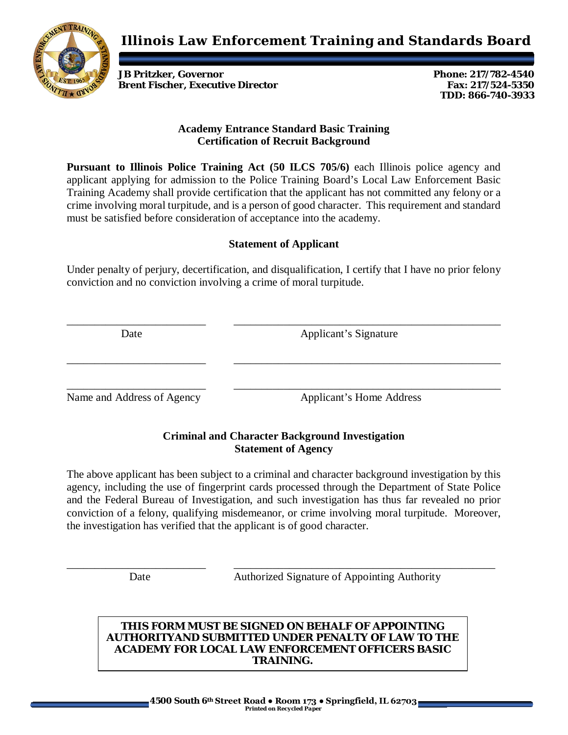# Illinois Law Enforcement Training and Standards Board

**JB Pritzker, Governor**
**Brent Fischer, Executive Director**

**Phone: 217/782-4540**
**Fax: 217/524-5350**
**TDD: 866-740-3933**

## Academy Entrance Standard Basic Training
## Certification of Recruit Background

**Pursuant to Illinois Police Training Act (50 ILCS 705/6)** each Illinois police agency and applicant applying for admission to the Police Training Board's Local Law Enforcement Basic Training Academy shall provide certification that the applicant has not committed any felony or a crime involving moral turpitude, and is a person of good character. This requirement and standard must be satisfied before consideration of acceptance into the academy.

### Statement of Applicant

Under penalty of perjury, decertification, and disqualification, I certify that I have no prior felony conviction and no conviction involving a crime of moral turpitude.

\_\_\_\_\_\_\_\_\_\_\_\_\_\_\_\_\_\_\_\_\_\_\_\_\_ \_\_\_\_\_\_\_\_\_\_\_\_\_\_\_\_\_\_\_\_\_\_\_\_\_\_\_\_\_\_\_\_\_\_\_\_\_\_\_\_\_\_\_\_\_\_\_\_
Date Applicant's Signature

\_\_\_\_\_\_\_\_\_\_\_\_\_\_\_\_\_\_\_\_\_\_\_\_\_ \_\_\_\_\_\_\_\_\_\_\_\_\_\_\_\_\_\_\_\_\_\_\_\_\_\_\_\_\_\_\_\_\_\_\_\_\_\_\_\_\_\_\_\_\_\_\_\_

\_\_\_\_\_\_\_\_\_\_\_\_\_\_\_\_\_\_\_\_\_\_\_\_\_ \_\_\_\_\_\_\_\_\_\_\_\_\_\_\_\_\_\_\_\_\_\_\_\_\_\_\_\_\_\_\_\_\_\_\_\_\_\_\_\_\_\_\_\_\_\_\_\_
Name and Address of Agency Applicant's Home Address

### Criminal and Character Background Investigation
### Statement of Agency

The above applicant has been subject to a criminal and character background investigation by this agency, including the use of fingerprint cards processed through the Department of State Police and the Federal Bureau of Investigation, and such investigation has thus far revealed no prior conviction of a felony, qualifying misdemeanor, or crime involving moral turpitude. Moreover, the investigation has verified that the applicant is of good character.

\_\_\_\_\_\_\_\_\_\_\_\_\_\_\_\_\_\_\_\_\_\_\_\_\_ \_\_\_\_\_\_\_\_\_\_\_\_\_\_\_\_\_\_\_\_\_\_\_\_\_\_\_\_\_\_\_\_\_\_\_\_\_\_\_\_\_\_\_\_\_\_\_\_
Date Authorized Signature of Appointing Authority

**THIS FORM MUST BE SIGNED ON BEHALF OF APPOINTING AUTHORITYAND SUBMITTED UNDER PENALTY OF LAW TO THE ACADEMY FOR LOCAL LAW ENFORCEMENT OFFICERS BASIC TRAINING.**

**4500 South 6th Street Road • Room 173 • Springfield, IL 62703**
**Printed on Recycled Paper**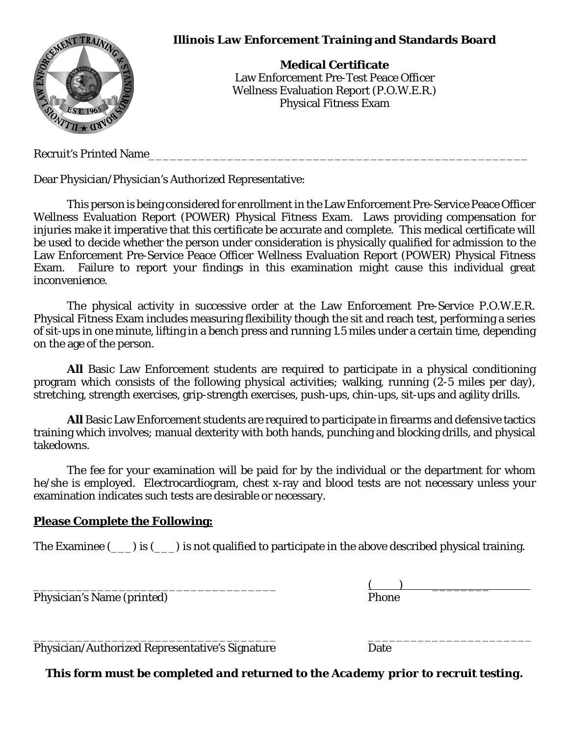**Illinois Law Enforcement Training and Standards Board**

**Medical Certificate**
Law Enforcement Pre-Test Peace Officer
Wellness Evaluation Report (P.O.W.E.R.)
Physical Fitness Exam

Recruit's Printed Name_______________________________________________________

Dear Physician/Physician's Authorized Representative:

This person is being considered for enrollment in the Law Enforcement Pre-Service Peace Officer Wellness Evaluation Report (POWER) Physical Fitness Exam. Laws providing compensation for injuries make it imperative that this certificate be accurate and complete. This medical certificate will be used to decide whether the person under consideration is physically qualified for admission to the Law Enforcement Pre-Service Peace Officer Wellness Evaluation Report (POWER) Physical Fitness Exam. Failure to report your findings in this examination might cause this individual great inconvenience.

The physical activity in successive order at the Law Enforcement Pre-Service P.O.W.E.R. Physical Fitness Exam includes measuring flexibility though the sit and reach test, performing a series of sit-ups in one minute, lifting in a bench press and running 1.5 miles under a certain time, depending on the age of the person.

**All** Basic Law Enforcement students are required to participate in a physical conditioning program which consists of the following physical activities; walking, running (2-5 miles per day), stretching, strength exercises, grip-strength exercises, push-ups, chin-ups, sit-ups and agility drills.

**All** Basic Law Enforcement students are required to participate in firearms and defensive tactics training which involves; manual dexterity with both hands, punching and blocking drills, and physical takedowns.

The fee for your examination will be paid for by the individual or the department for whom he/she is employed. Electrocardiogram, chest x-ray and blood tests are not necessary unless your examination indicates such tests are desirable or necessary.

**Please Complete the Following:**

The Examinee (___) is (___) is not qualified to participate in the above described physical training.

____________________________________ (____) ________
Physician's Name (printed) Phone

____________________________________ ________________________
Physician/Authorized Representative's Signature Date

***This form must be completed and returned to the Academy prior to recruit testing.***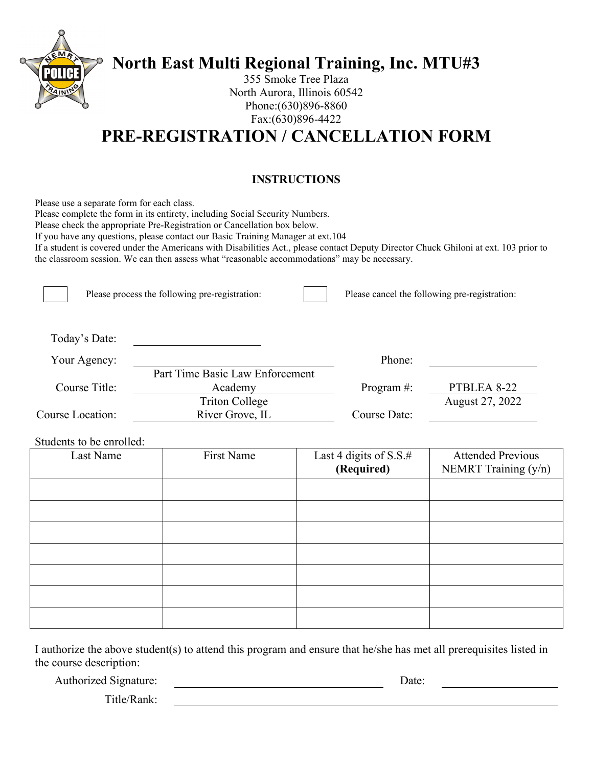# North East Multi Regional Training, Inc. MTU#3

355 Smoke Tree Plaza
North Aurora, Illinois 60542
Phone:(630)896-8860
Fax:(630)896-4422

# PRE-REGISTRATION / CANCELLATION FORM

**INSTRUCTIONS**

Please use a separate form for each class.
Please complete the form in its entirety, including Social Security Numbers.
Please check the appropriate Pre-Registration or Cancellation box below.
If you have any questions, please contact our Basic Training Manager at ext.104
If a student is covered under the Americans with Disabilities Act., please contact Deputy Director Chuck Ghiloni at ext. 103 prior to the classroom session. We can then assess what "reasonable accommodations" may be necessary.

☐ Please process the following pre-registration: ☐ Please cancel the following pre-registration:

Today's Date: ____________________

Your Agency: ____________________ Phone: ____________________

Course Title: Part Time Basic Law Enforcement Academy Program #: PTBLEA 8-22

Course Location: Triton College River Grove, IL Course Date: August 27, 2022

Students to be enrolled:

| Last Name | First Name | Last 4 digits of S.S.# **(Required)** | Attended Previous NEMRT Training (y/n) |
|---|---|---|---|
| | | | |
| | | | |
| | | | |
| | | | |
| | | | |
| | | | |
| | | | |

I authorize the above student(s) to attend this program and ensure that he/she has met all prerequisites listed in the course description:

Authorized Signature: ______________________________ Date: ____________________

Title/Rank: ______________________________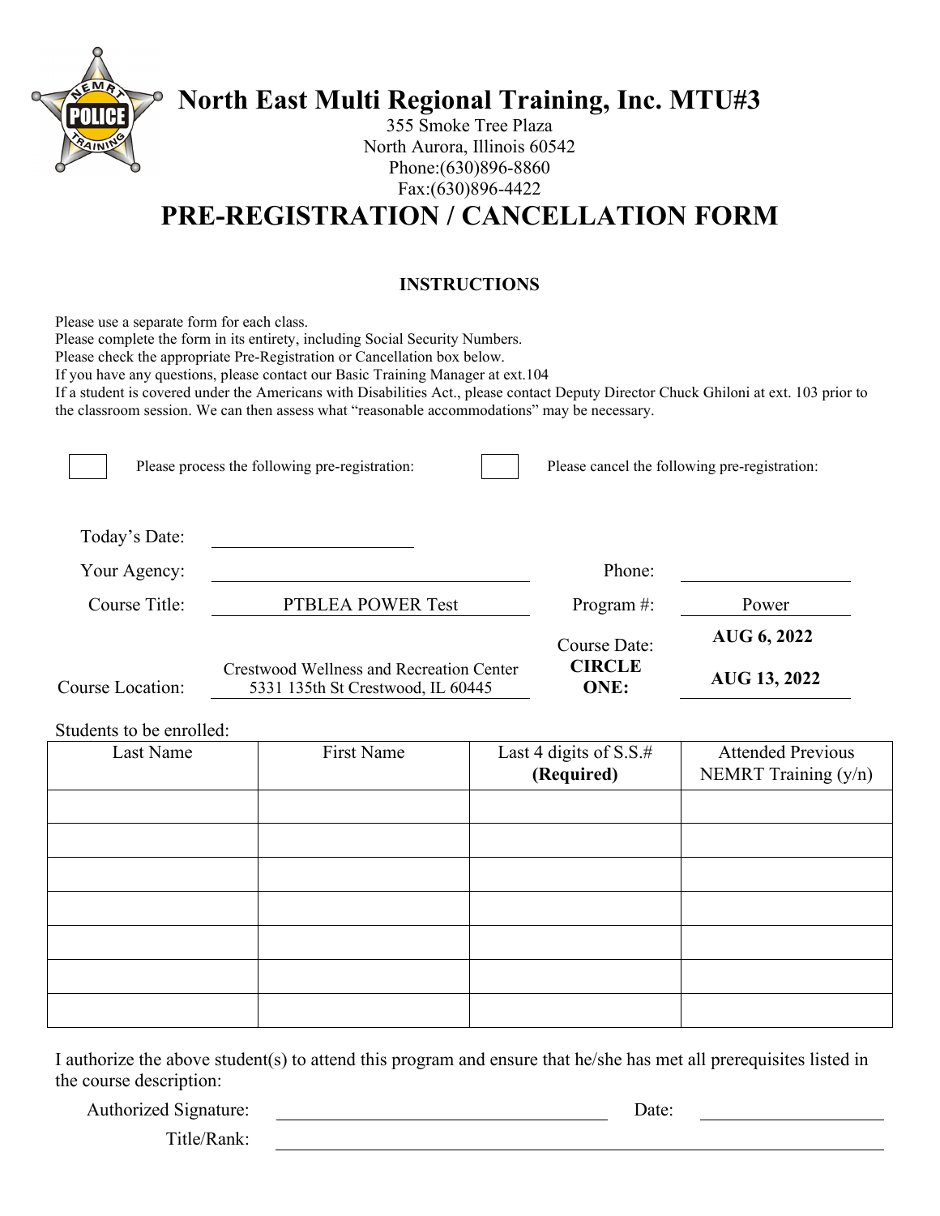# North East Multi Regional Training, Inc. MTU#3

355 Smoke Tree Plaza
North Aurora, Illinois 60542
Phone:(630)896-8860
Fax:(630)896-4422

# PRE-REGISTRATION / CANCELLATION FORM

**INSTRUCTIONS**

Please use a separate form for each class.
Please complete the form in its entirety, including Social Security Numbers.
Please check the appropriate Pre-Registration or Cancellation box below.
If you have any questions, please contact our Basic Training Manager at ext.104
If a student is covered under the Americans with Disabilities Act., please contact Deputy Director Chuck Ghiloni at ext. 103 prior to the classroom session. We can then assess what "reasonable accommodations" may be necessary.

☐ Please process the following pre-registration: ☐ Please cancel the following pre-registration:

Today's Date: ____________________

Your Agency: ____________________ Phone: ____________________

Course Title: PTBLEA POWER Test Program #: Power

Course Location: Crestwood Wellness and Recreation Center 5331 135th St Crestwood, IL 60445

Course Date: **CIRCLE ONE:** **AUG 6, 2022** **AUG 13, 2022**

Students to be enrolled:

| Last Name | First Name | Last 4 digits of S.S.# **(Required)** | Attended Previous NEMRT Training (y/n) |
|---|---|---|---|
| | | | |
| | | | |
| | | | |
| | | | |
| | | | |
| | | | |
| | | | |

I authorize the above student(s) to attend this program and ensure that he/she has met all prerequisites listed in the course description:

Authorized Signature: ____________________ Date: ____________________

Title/Rank: ____________________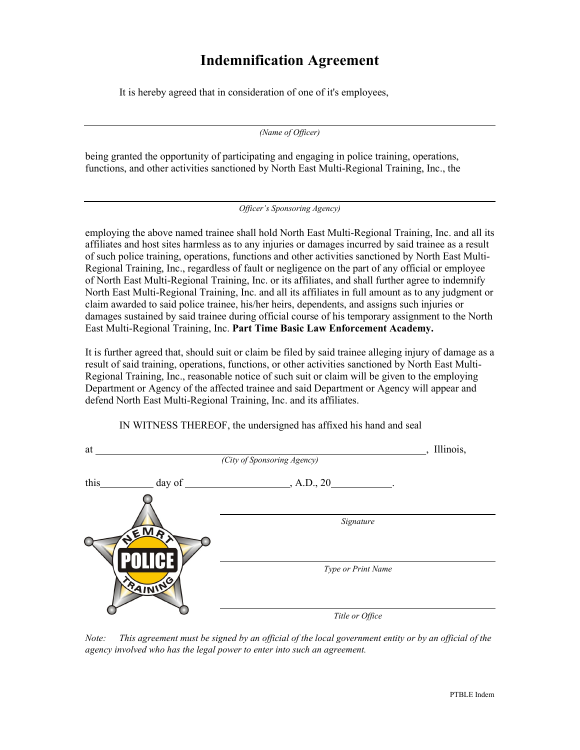# Indemnification Agreement

It is hereby agreed that in consideration of one of it's employees,

______________________________________________________________________

*(Name of Officer)*

being granted the opportunity of participating and engaging in police training, operations, functions, and other activities sanctioned by North East Multi-Regional Training, Inc., the

______________________________________________________________________

*Officer's Sponsoring Agency)*

employing the above named trainee shall hold North East Multi-Regional Training, Inc. and all its affiliates and host sites harmless as to any injuries or damages incurred by said trainee as a result of such police training, operations, functions and other activities sanctioned by North East Multi-Regional Training, Inc., regardless of fault or negligence on the part of any official or employee of North East Multi-Regional Training, Inc. or its affiliates, and shall further agree to indemnify North East Multi-Regional Training, Inc. and all its affiliates in full amount as to any judgment or claim awarded to said police trainee, his/her heirs, dependents, and assigns such injuries or damages sustained by said trainee during official course of his temporary assignment to the North East Multi-Regional Training, Inc. **Part Time Basic Law Enforcement Academy.**

It is further agreed that, should suit or claim be filed by said trainee alleging injury of damage as a result of said training, operations, functions, or other activities sanctioned by North East Multi-Regional Training, Inc., reasonable notice of such suit or claim will be given to the employing Department or Agency of the affected trainee and said Department or Agency will appear and defend North East Multi-Regional Training, Inc. and its affiliates.

IN WITNESS THEREOF, the undersigned has affixed his hand and seal

at ____________________________________________________, Illinois,

*(City of Sponsoring Agency)*

this__________ day of ___________________, A.D., 20___________.

______________________________________________

*Signature*

______________________________________________

*Type or Print Name*

______________________________________________

*Title or Office*

*Note: This agreement must be signed by an official of the local government entity or by an official of the agency involved who has the legal power to enter into such an agreement.*